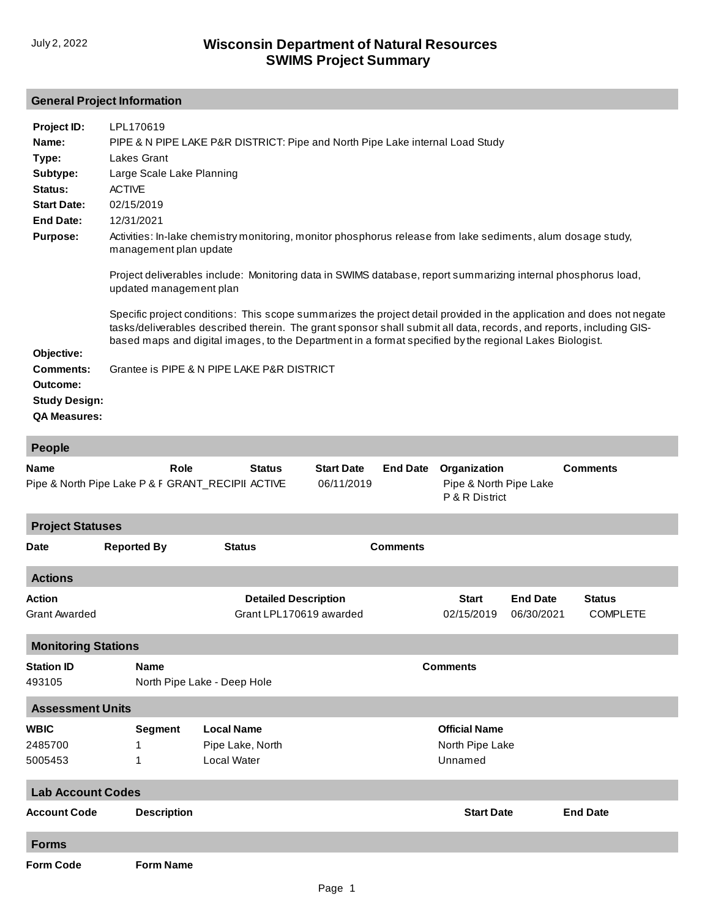July 2, 2022

# Wisconsin Department of Natural Resources
# SWIMS Project Summary

## General Project Information

**Project ID:** LPL170619

**Name:** PIPE & N PIPE LAKE P&R DISTRICT: Pipe and North Pipe Lake internal Load Study

**Type:** Lakes Grant

**Subtype:** Large Scale Lake Planning

**Status:** ACTIVE

**Start Date:** 02/15/2019

**End Date:** 12/31/2021

**Purpose:** Activities: In-lake chemistry monitoring, monitor phosphorus release from lake sediments, alum dosage study, management plan update

Project deliverables include: Monitoring data in SWIMS database, report summarizing internal phosphorus load, updated management plan

Specific project conditions: This scope summarizes the project detail provided in the application and does not negate tasks/deliverables described therein. The grant sponsor shall submit all data, records, and reports, including GIS-based maps and digital images, to the Department in a format specified by the regional Lakes Biologist.

**Objective:**

**Comments:** Grantee is PIPE & N PIPE LAKE P&R DISTRICT

**Outcome:**

**Study Design:**

**QA Measures:**

## People

| Name | Role | Status | Start Date | End Date | Organization | Comments |
|---|---|---|---|---|---|---|
| Pipe & North Pipe Lake P & F | GRANT_RECIPII | ACTIVE | 06/11/2019 | | Pipe & North Pipe Lake P & R District | |

## Project Statuses

| Date | Reported By | Status | Comments |
|---|---|---|---|

## Actions

| Action | Detailed Description | Start | End Date | Status |
|---|---|---|---|---|
| Grant Awarded | Grant LPL170619 awarded | 02/15/2019 | 06/30/2021 | COMPLETE |

## Monitoring Stations

| Station ID | Name | Comments |
|---|---|---|
| 493105 | North Pipe Lake - Deep Hole | |

## Assessment Units

| WBIC | Segment | Local Name | Official Name |
|---|---|---|---|
| 2485700 | 1 | Pipe Lake, North | North Pipe Lake |
| 5005453 | 1 | Local Water | Unnamed |

## Lab Account Codes

| Account Code | Description | Start Date | End Date |
|---|---|---|---|

## Forms

| Form Code | Form Name |
|---|---|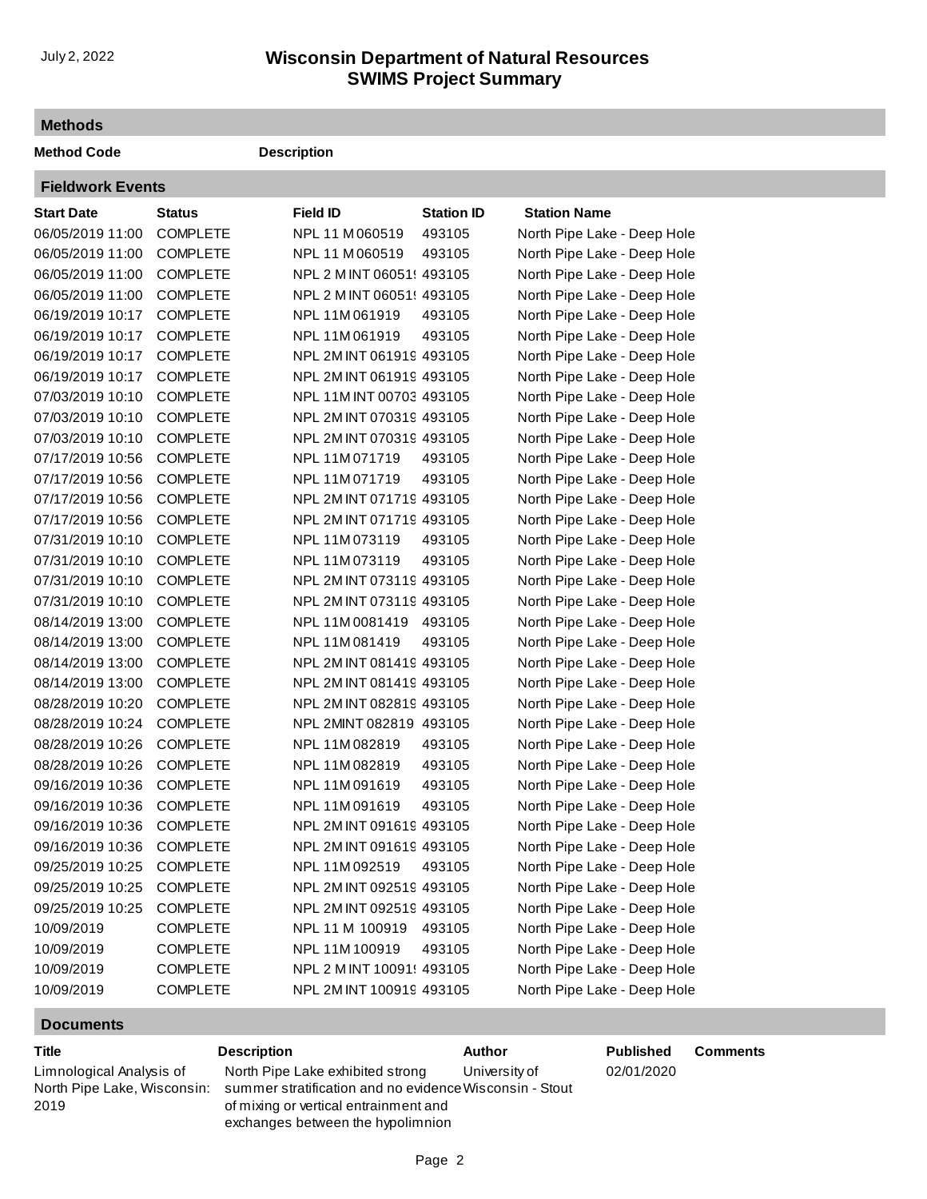## Methods

| Method Code | Description |
|---|---|

## Fieldwork Events

| Start Date | Status | Field ID | Station ID | Station Name |
|---|---|---|---|---|
| 06/05/2019 11:00 | COMPLETE | NPL 11 M 060519 | 493105 | North Pipe Lake - Deep Hole |
| 06/05/2019 11:00 | COMPLETE | NPL 11 M 060519 | 493105 | North Pipe Lake - Deep Hole |
| 06/05/2019 11:00 | COMPLETE | NPL 2 M INT 06051! | 493105 | North Pipe Lake - Deep Hole |
| 06/05/2019 11:00 | COMPLETE | NPL 2 M INT 06051! | 493105 | North Pipe Lake - Deep Hole |
| 06/19/2019 10:17 | COMPLETE | NPL 11M 061919 | 493105 | North Pipe Lake - Deep Hole |
| 06/19/2019 10:17 | COMPLETE | NPL 11M 061919 | 493105 | North Pipe Lake - Deep Hole |
| 06/19/2019 10:17 | COMPLETE | NPL 2M INT 061919 | 493105 | North Pipe Lake - Deep Hole |
| 06/19/2019 10:17 | COMPLETE | NPL 2M INT 061919 | 493105 | North Pipe Lake - Deep Hole |
| 07/03/2019 10:10 | COMPLETE | NPL 11M INT 00703 | 493105 | North Pipe Lake - Deep Hole |
| 07/03/2019 10:10 | COMPLETE | NPL 2M INT 070319 | 493105 | North Pipe Lake - Deep Hole |
| 07/03/2019 10:10 | COMPLETE | NPL 2M INT 070319 | 493105 | North Pipe Lake - Deep Hole |
| 07/17/2019 10:56 | COMPLETE | NPL 11M 071719 | 493105 | North Pipe Lake - Deep Hole |
| 07/17/2019 10:56 | COMPLETE | NPL 11M 071719 | 493105 | North Pipe Lake - Deep Hole |
| 07/17/2019 10:56 | COMPLETE | NPL 2M INT 071719 | 493105 | North Pipe Lake - Deep Hole |
| 07/17/2019 10:56 | COMPLETE | NPL 2M INT 071719 | 493105 | North Pipe Lake - Deep Hole |
| 07/31/2019 10:10 | COMPLETE | NPL 11M 073119 | 493105 | North Pipe Lake - Deep Hole |
| 07/31/2019 10:10 | COMPLETE | NPL 11M 073119 | 493105 | North Pipe Lake - Deep Hole |
| 07/31/2019 10:10 | COMPLETE | NPL 2M INT 073119 | 493105 | North Pipe Lake - Deep Hole |
| 07/31/2019 10:10 | COMPLETE | NPL 2M INT 073119 | 493105 | North Pipe Lake - Deep Hole |
| 08/14/2019 13:00 | COMPLETE | NPL 11M 0081419 | 493105 | North Pipe Lake - Deep Hole |
| 08/14/2019 13:00 | COMPLETE | NPL 11M 081419 | 493105 | North Pipe Lake - Deep Hole |
| 08/14/2019 13:00 | COMPLETE | NPL 2M INT 081419 | 493105 | North Pipe Lake - Deep Hole |
| 08/14/2019 13:00 | COMPLETE | NPL 2M INT 081419 | 493105 | North Pipe Lake - Deep Hole |
| 08/28/2019 10:20 | COMPLETE | NPL 2M INT 082819 | 493105 | North Pipe Lake - Deep Hole |
| 08/28/2019 10:24 | COMPLETE | NPL 2MINT 082819 | 493105 | North Pipe Lake - Deep Hole |
| 08/28/2019 10:26 | COMPLETE | NPL 11M 082819 | 493105 | North Pipe Lake - Deep Hole |
| 08/28/2019 10:26 | COMPLETE | NPL 11M 082819 | 493105 | North Pipe Lake - Deep Hole |
| 09/16/2019 10:36 | COMPLETE | NPL 11M 091619 | 493105 | North Pipe Lake - Deep Hole |
| 09/16/2019 10:36 | COMPLETE | NPL 11M 091619 | 493105 | North Pipe Lake - Deep Hole |
| 09/16/2019 10:36 | COMPLETE | NPL 2M INT 091619 | 493105 | North Pipe Lake - Deep Hole |
| 09/16/2019 10:36 | COMPLETE | NPL 2M INT 091619 | 493105 | North Pipe Lake - Deep Hole |
| 09/25/2019 10:25 | COMPLETE | NPL 11M 092519 | 493105 | North Pipe Lake - Deep Hole |
| 09/25/2019 10:25 | COMPLETE | NPL 2M INT 092519 | 493105 | North Pipe Lake - Deep Hole |
| 09/25/2019 10:25 | COMPLETE | NPL 2M INT 092519 | 493105 | North Pipe Lake - Deep Hole |
| 10/09/2019 | COMPLETE | NPL 11 M 100919 | 493105 | North Pipe Lake - Deep Hole |
| 10/09/2019 | COMPLETE | NPL 11M 100919 | 493105 | North Pipe Lake - Deep Hole |
| 10/09/2019 | COMPLETE | NPL 2 M INT 10091! | 493105 | North Pipe Lake - Deep Hole |
| 10/09/2019 | COMPLETE | NPL 2M INT 100919 | 493105 | North Pipe Lake - Deep Hole |

## Documents

| Title | Description | Author | Published | Comments |
|---|---|---|---|---|
| Limnological Analysis of North Pipe Lake, Wisconsin: 2019 | North Pipe Lake exhibited strong summer stratification and no evidence of mixing or vertical entrainment and exchanges between the hypolimnion | University of Wisconsin - Stout | 02/01/2020 | |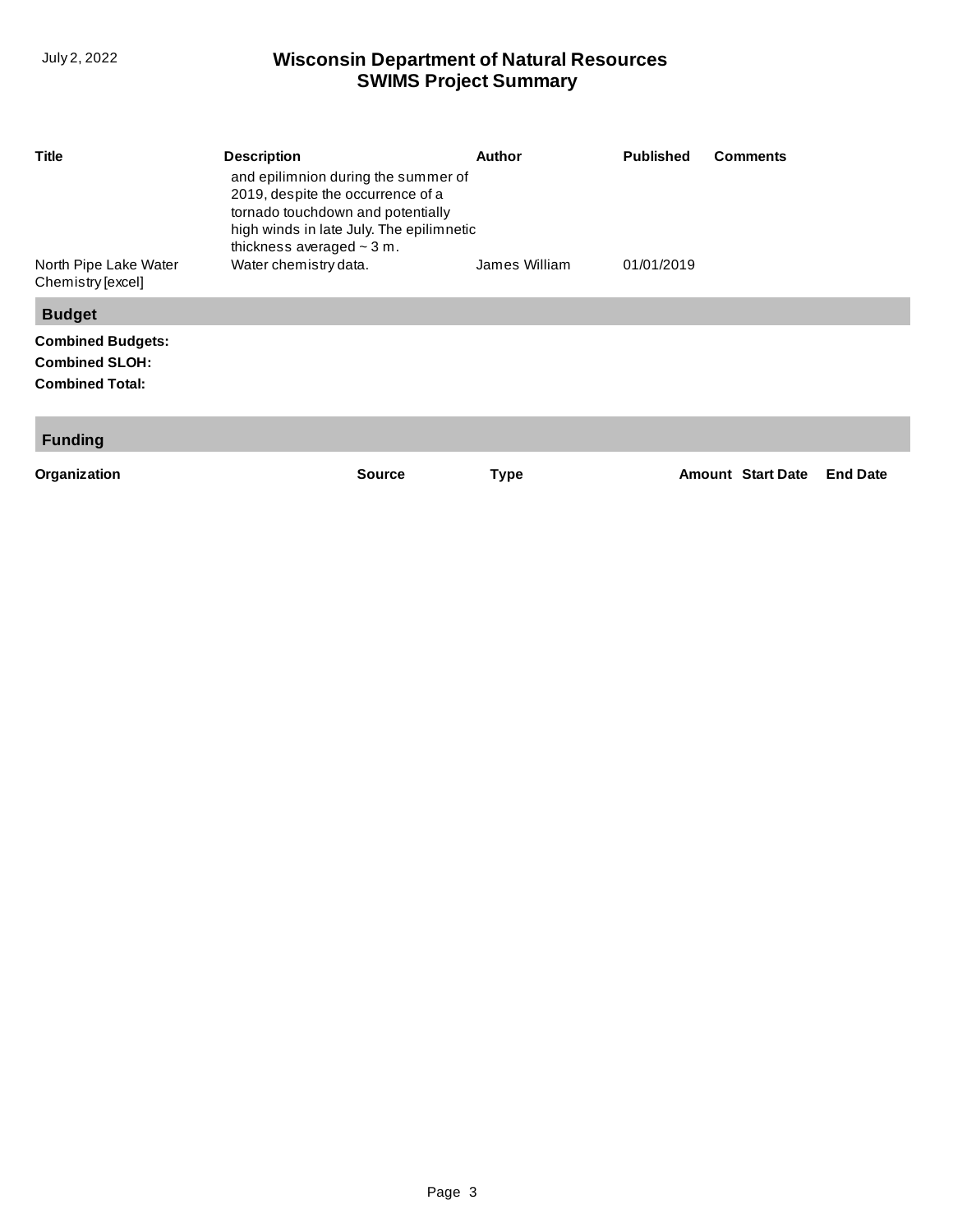| Title | Description | Author | Published | Comments |
|---|---|---|---|---|
| | and epilimnion during the summer of 2019, despite the occurrence of a tornado touchdown and potentially high winds in late July. The epilimnetic thickness averaged ~ 3 m. | | | |
| North Pipe Lake Water Chemistry [excel] | Water chemistry data. | James William | 01/01/2019 | |

## Budget

**Combined Budgets:**

**Combined SLOH:**

**Combined Total:**

## Funding

| Organization | Source | Type | Amount | Start Date | End Date |
|---|---|---|---|---|---|